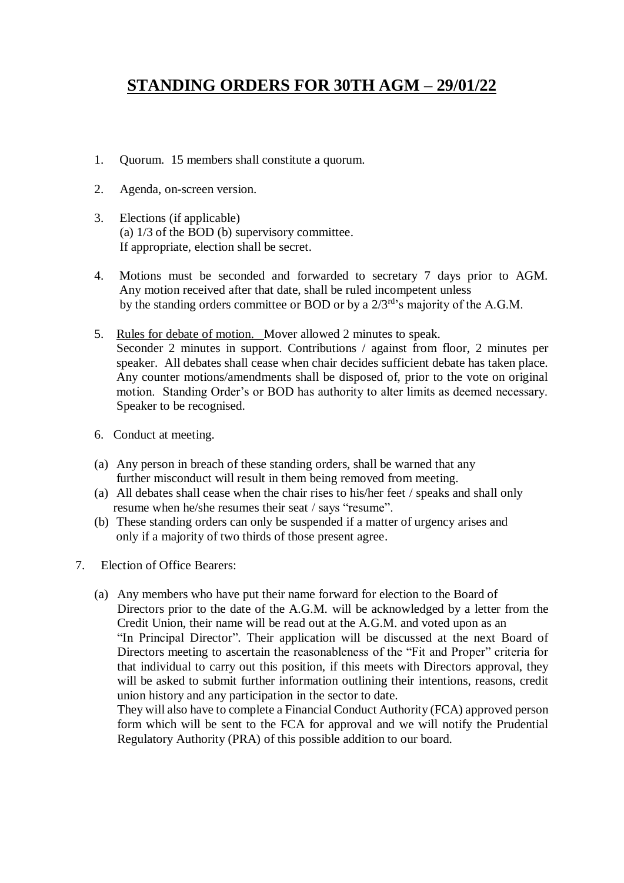# STANDING ORDERS FOR 30TH AGM – 29/01/22

1. Quorum. 15 members shall constitute a quorum.

2. Agenda, on-screen version.

3. Elections (if applicable)
   (a) 1/3 of the BOD (b) supervisory committee.
   If appropriate, election shall be secret.

4. Motions must be seconded and forwarded to secretary 7 days prior to AGM. Any motion received after that date, shall be ruled incompetent unless by the standing orders committee or BOD or by a 2/3rd's majority of the A.G.M.

5. Rules for debate of motion. Mover allowed 2 minutes to speak. Seconder 2 minutes in support. Contributions / against from floor, 2 minutes per speaker. All debates shall cease when chair decides sufficient debate has taken place. Any counter motions/amendments shall be disposed of, prior to the vote on original motion. Standing Order's or BOD has authority to alter limits as deemed necessary. Speaker to be recognised.

6. Conduct at meeting.

   (a) Any person in breach of these standing orders, shall be warned that any further misconduct will result in them being removed from meeting.
   (a) All debates shall cease when the chair rises to his/her feet / speaks and shall only resume when he/she resumes their seat / says "resume".
   (b) These standing orders can only be suspended if a matter of urgency arises and only if a majority of two thirds of those present agree.

7. Election of Office Bearers:

   (a) Any members who have put their name forward for election to the Board of Directors prior to the date of the A.G.M. will be acknowledged by a letter from the Credit Union, their name will be read out at the A.G.M. and voted upon as an "In Principal Director". Their application will be discussed at the next Board of Directors meeting to ascertain the reasonableness of the "Fit and Proper" criteria for that individual to carry out this position, if this meets with Directors approval, they will be asked to submit further information outlining their intentions, reasons, credit union history and any participation in the sector to date.
   They will also have to complete a Financial Conduct Authority (FCA) approved person form which will be sent to the FCA for approval and we will notify the Prudential Regulatory Authority (PRA) of this possible addition to our board.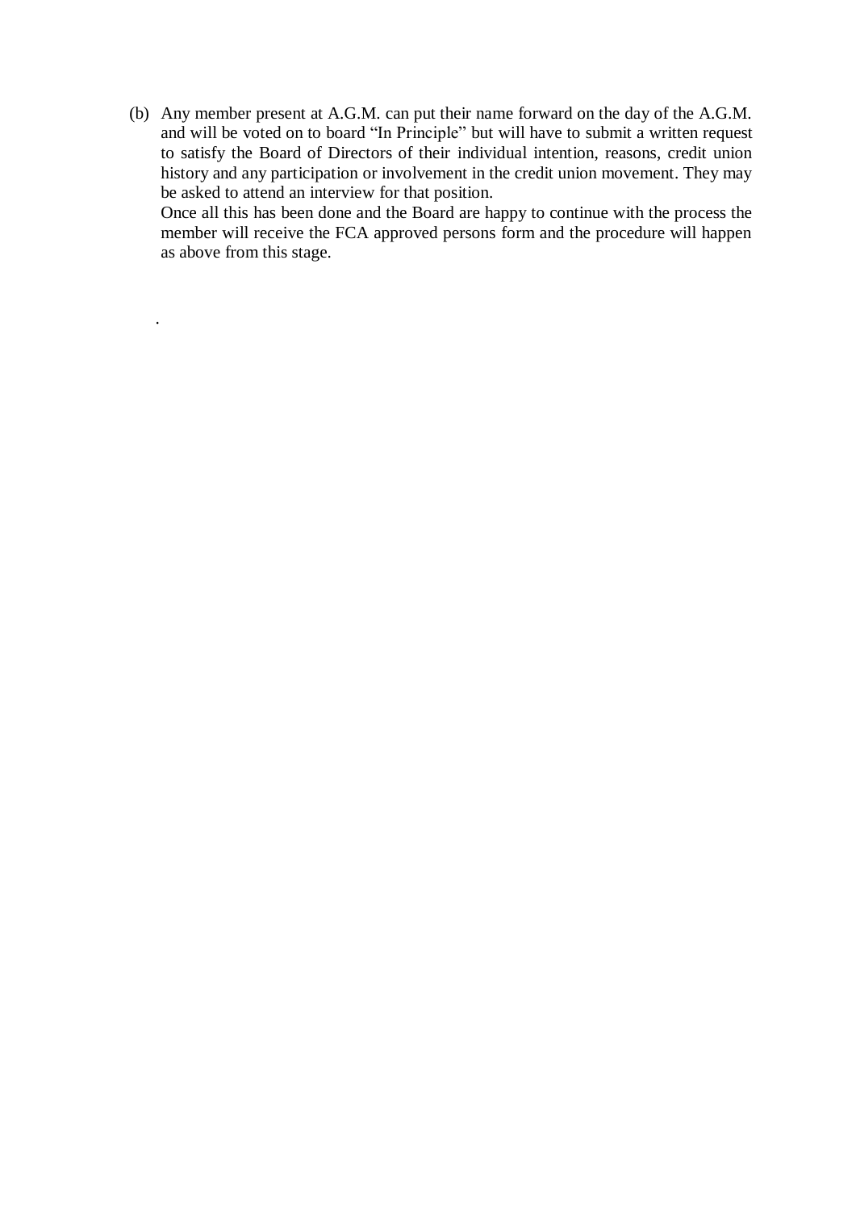(b) Any member present at A.G.M. can put their name forward on the day of the A.G.M. and will be voted on to board "In Principle" but will have to submit a written request to satisfy the Board of Directors of their individual intention, reasons, credit union history and any participation or involvement in the credit union movement. They may be asked to attend an interview for that position.
Once all this has been done and the Board are happy to continue with the process the member will receive the FCA approved persons form and the procedure will happen as above from this stage.

.